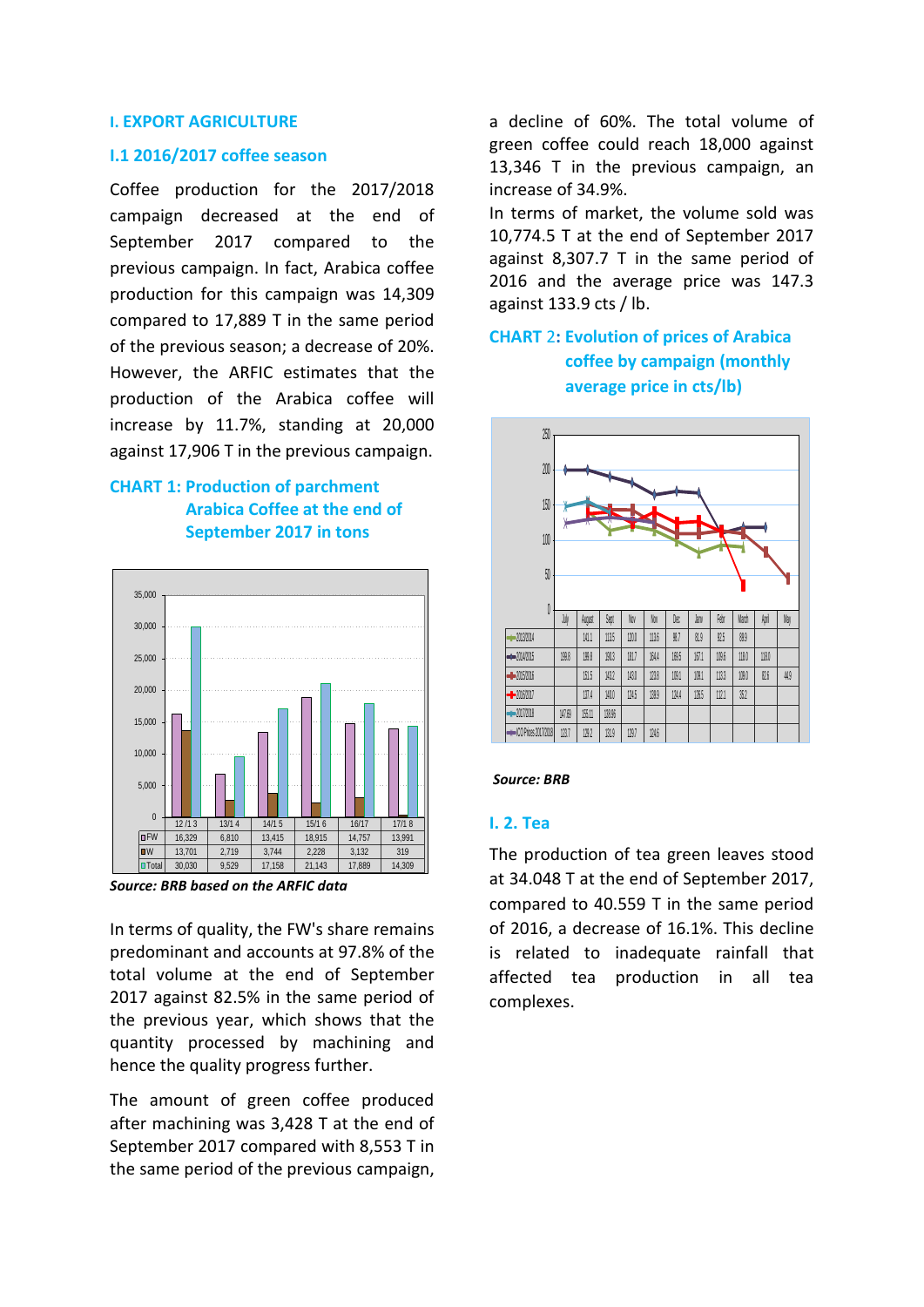# I. EXPORT AGRICULTURE

## I.1 2016/2017 coffee season

Coffee production for the 2017/2018 campaign decreased at the end of September 2017 compared to the previous campaign. In fact, Arabica coffee production for this campaign was 14,309 compared to 17,889 T in the same period of the previous season; a decrease of 20%. However, the ARFIC estimates that the production of the Arabica coffee will increase by 11.7%, standing at 20,000 against 17,906 T in the previous campaign.

**CHART 1: Production of parchment Arabica Coffee at the end of September 2017 in tons**

| | 12/13 | 13/14 | 14/15 | 15/16 | 16/17 | 17/18 |
|---|---|---|---|---|---|---|
| FW | 16,329 | 6,810 | 13,415 | 18,915 | 14,757 | 13,991 |
| W | 13,701 | 2,719 | 3,744 | 2,228 | 3,132 | 319 |
| Total | 30,030 | 9,529 | 17,158 | 21,143 | 17,889 | 14,309 |

*Source: BRB based on the ARFIC data*

In terms of quality, the FW's share remains predominant and accounts at 97.8% of the total volume at the end of September 2017 against 82.5% in the same period of the previous year, which shows that the quantity processed by machining and hence the quality progress further.

The amount of green coffee produced after machining was 3,428 T at the end of September 2017 compared with 8,553 T in the same period of the previous campaign, a decline of 60%. The total volume of green coffee could reach 18,000 against 13,346 T in the previous campaign, an increase of 34.9%.

In terms of market, the volume sold was 10,774.5 T at the end of September 2017 against 8,307.7 T in the same period of 2016 and the average price was 147.3 against 133.9 cts / lb.

**CHART 2: Evolution of prices of Arabica coffee by campaign (monthly average price in cts/lb)**

| | July | August | Sept | Nov | Nov | Dec | Janv | Febr | March | April | May |
|---|---|---|---|---|---|---|---|---|---|---|---|
| 2013/2014 | | 141.1 | 113.5 | 120.0 | 113.6 | 98.7 | 81.9 | 92.5 | 88.9 | | |
| 2014/2015 | 199.6 | 199.8 | 190.3 | 181.7 | 164.4 | 169.5 | 167.1 | 109.6 | 118.0 | 118.0 | |
| 2015/2016 | | 131.5 | 140.2 | 143.0 | 123.6 | 109.1 | 108.1 | 113.3 | 108.0 | 82.6 | 44.9 |
| 2016/2017 | | 137.4 | 140.0 | 124.5 | 138.9 | 124.4 | 126.5 | 112.1 | 35.2 | | |
| 2017/2018 | 147.89 | 155.11 | 138.85 | | | | | | | | |
| ICO Prices 2017/2018 | 123.7 | 129.2 | 131.9 | 129.7 | 124.6 | | | | | | |

*Source: BRB*

## I. 2. Tea

The production of tea green leaves stood at 34.048 T at the end of September 2017, compared to 40.559 T in the same period of 2016, a decrease of 16.1%. This decline is related to inadequate rainfall that affected tea production in all tea complexes.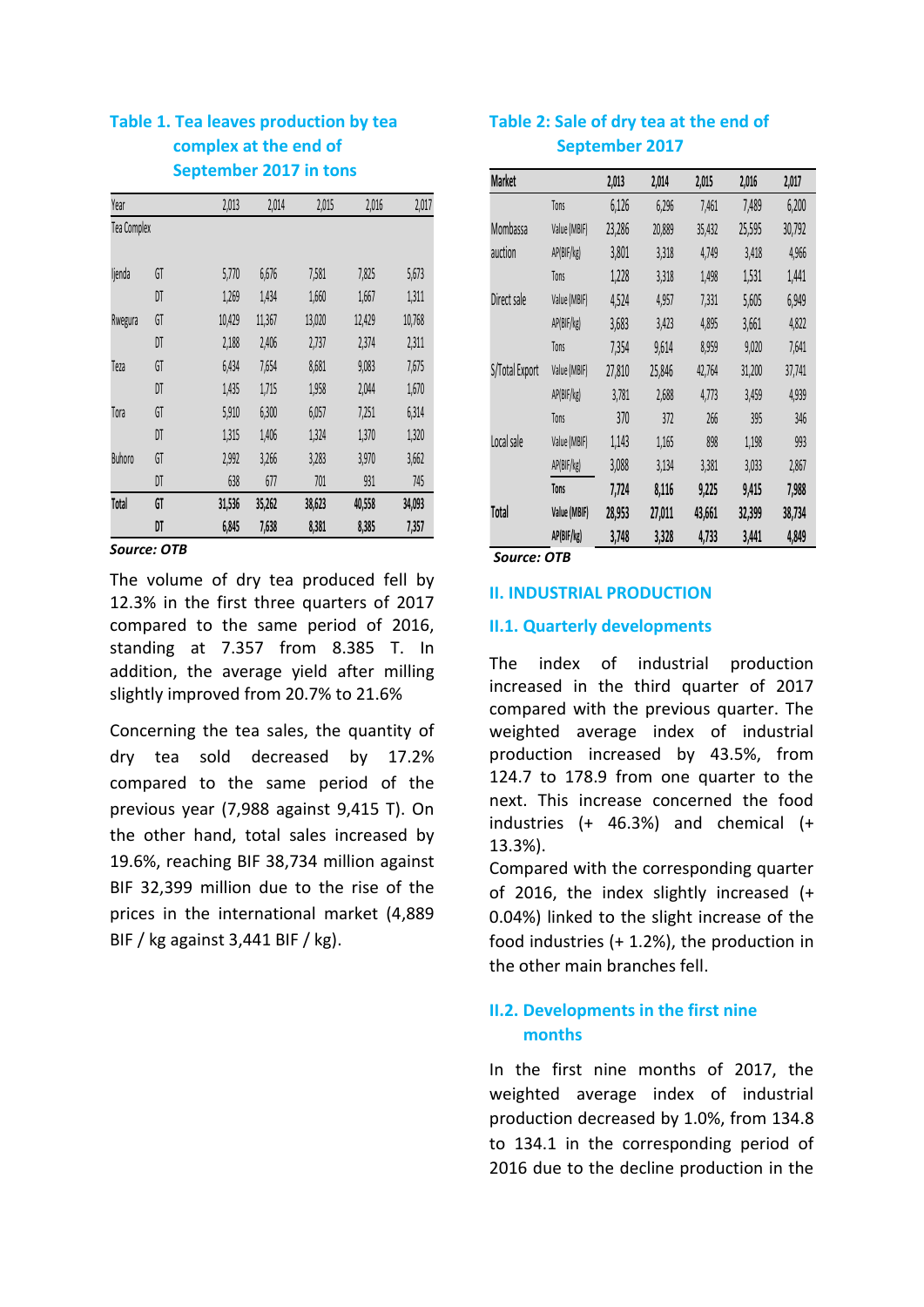**Table 1. Tea leaves production by tea complex at the end of September 2017 in tons**

| Year | | 2,013 | 2,014 | 2,015 | 2,016 | 2,017 |
|---|---|---|---|---|---|---|
| Tea Complex | | | | | | |
| Ijenda | GT | 5,770 | 6,676 | 7,581 | 7,825 | 5,673 |
| | DT | 1,269 | 1,434 | 1,660 | 1,667 | 1,311 |
| Rwegura | GT | 10,429 | 11,367 | 13,020 | 12,429 | 10,768 |
| | DT | 2,188 | 2,406 | 2,737 | 2,374 | 2,311 |
| Teza | GT | 6,434 | 7,654 | 8,681 | 9,083 | 7,675 |
| | DT | 1,435 | 1,715 | 1,958 | 2,044 | 1,670 |
| Tora | GT | 5,910 | 6,300 | 6,057 | 7,251 | 6,314 |
| | DT | 1,315 | 1,406 | 1,324 | 1,370 | 1,320 |
| Buhoro | GT | 2,992 | 3,266 | 3,283 | 3,970 | 3,662 |
| | DT | 638 | 677 | 701 | 931 | 745 |
| **Total** | **GT** | **31,536** | **35,262** | **38,623** | **40,558** | **34,093** |
| | **DT** | **6,845** | **7,638** | **8,381** | **8,385** | **7,357** |

***Source: OTB***

The volume of dry tea produced fell by 12.3% in the first three quarters of 2017 compared to the same period of 2016, standing at 7.357 from 8.385 T. In addition, the average yield after milling slightly improved from 20.7% to 21.6%

Concerning the tea sales, the quantity of dry tea sold decreased by 17.2% compared to the same period of the previous year (7,988 against 9,415 T). On the other hand, total sales increased by 19.6%, reaching BIF 38,734 million against BIF 32,399 million due to the rise of the prices in the international market (4,889 BIF / kg against 3,441 BIF / kg).

**Table 2: Sale of dry tea at the end of September 2017**

| Market | | 2,013 | 2,014 | 2,015 | 2,016 | 2,017 |
|---|---|---|---|---|---|---|
| Mombassa auction | Tons | 6,126 | 6,296 | 7,461 | 7,489 | 6,200 |
| | Value (MBIF) | 23,286 | 20,889 | 35,432 | 25,595 | 30,792 |
| | AP(BIF/kg) | 3,801 | 3,318 | 4,749 | 3,418 | 4,966 |
| Direct sale | Tons | 1,228 | 3,318 | 1,498 | 1,531 | 1,441 |
| | Value (MBIF) | 4,524 | 4,957 | 7,331 | 5,605 | 6,949 |
| | AP(BIF/kg) | 3,683 | 3,423 | 4,895 | 3,661 | 4,822 |
| S/Total Export | Tons | 7,354 | 9,614 | 8,959 | 9,020 | 7,641 |
| | Value (MBIF) | 27,810 | 25,846 | 42,764 | 31,200 | 37,741 |
| | AP(BIF/kg) | 3,781 | 2,688 | 4,773 | 3,459 | 4,939 |
| Local sale | Tons | 370 | 372 | 266 | 395 | 346 |
| | Value (MBIF) | 1,143 | 1,165 | 898 | 1,198 | 993 |
| | AP(BIF/kg) | 3,088 | 3,134 | 3,381 | 3,033 | 2,867 |
| **Total** | **Tons** | **7,724** | **8,116** | **9,225** | **9,415** | **7,988** |
| | **Value (MBIF)** | **28,953** | **27,011** | **43,661** | **32,399** | **38,734** |
| | **AP(BIF/kg)** | **3,748** | **3,328** | **4,733** | **3,441** | **4,849** |

***Source: OTB***

## II. INDUSTRIAL PRODUCTION

### II.1. Quarterly developments

The index of industrial production increased in the third quarter of 2017 compared with the previous quarter. The weighted average index of industrial production increased by 43.5%, from 124.7 to 178.9 from one quarter to the next. This increase concerned the food industries (+ 46.3%) and chemical (+ 13.3%).

Compared with the corresponding quarter of 2016, the index slightly increased (+ 0.04%) linked to the slight increase of the food industries (+ 1.2%), the production in the other main branches fell.

### II.2. Developments in the first nine months

In the first nine months of 2017, the weighted average index of industrial production decreased by 1.0%, from 134.8 to 134.1 in the corresponding period of 2016 due to the decline production in the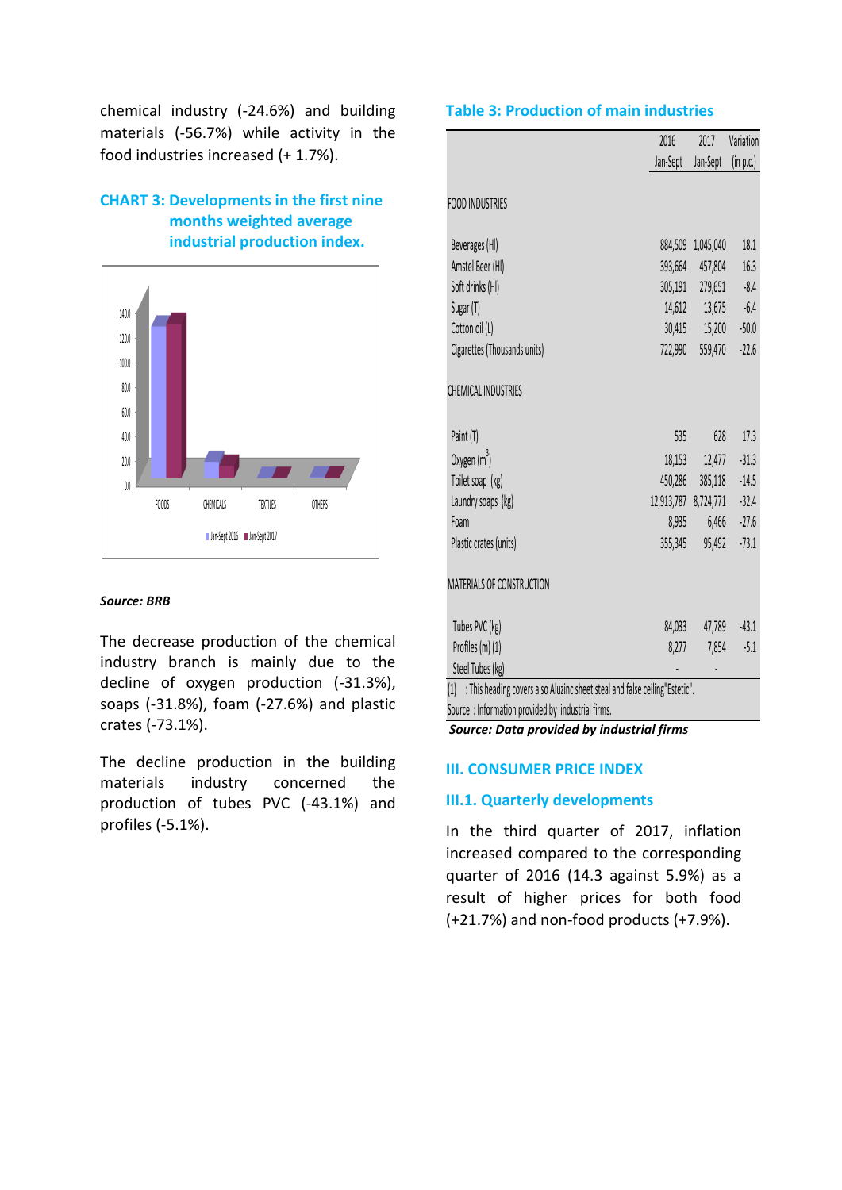chemical industry (-24.6%) and building materials (-56.7%) while activity in the food industries increased (+ 1.7%).

### CHART 3: Developments in the first nine months weighted average industrial production index.

Source: BRB

The decrease production of the chemical industry branch is mainly due to the decline of oxygen production (-31.3%), soaps (-31.8%), foam (-27.6%) and plastic crates (-73.1%).

The decline production in the building materials industry concerned the production of tubes PVC (-43.1%) and profiles (-5.1%).

### Table 3: Production of main industries

| | 2016 Jan-Sept | 2017 Jan-Sept | Variation (in p.c.) |
|---|---|---|---|
| FOOD INDUSTRIES | | | |
| Beverages (Hl) | 884,509 | 1,045,040 | 18.1 |
| Amstel Beer (Hl) | 393,664 | 457,804 | 16.3 |
| Soft drinks (Hl) | 305,191 | 279,651 | -8.4 |
| Sugar (T) | 14,612 | 13,675 | -6.4 |
| Cotton oil (L) | 30,415 | 15,200 | -50.0 |
| Cigarettes (Thousands units) | 722,990 | 559,470 | -22.6 |
| CHEMICAL INDUSTRIES | | | |
| Paint (T) | 535 | 628 | 17.3 |
| Oxygen ($m^3$) | 18,153 | 12,477 | -31.3 |
| Toilet soap (kg) | 450,286 | 385,118 | -14.5 |
| Laundry soaps (kg) | 12,913,787 | 8,724,771 | -32.4 |
| Foam | 8,935 | 6,466 | -27.6 |
| Plastic crates (units) | 355,345 | 95,492 | -73.1 |
| MATERIALS OF CONSTRUCTION | | | |
| Tubes PVC (kg) | 84,033 | 47,789 | -43.1 |
| Profiles (m) (1) | 8,277 | 7,854 | -5.1 |
| Steel Tubes (kg) | - | - | |

(1) : This heading covers also Aluzinc sheet steal and false ceiling "Estetic".

Source : Information provided by industrial firms.

*Source: Data provided by industrial firms*

## III. CONSUMER PRICE INDEX

### III.1. Quarterly developments

In the third quarter of 2017, inflation increased compared to the corresponding quarter of 2016 (14.3 against 5.9%) as a result of higher prices for both food (+21.7%) and non-food products (+7.9%).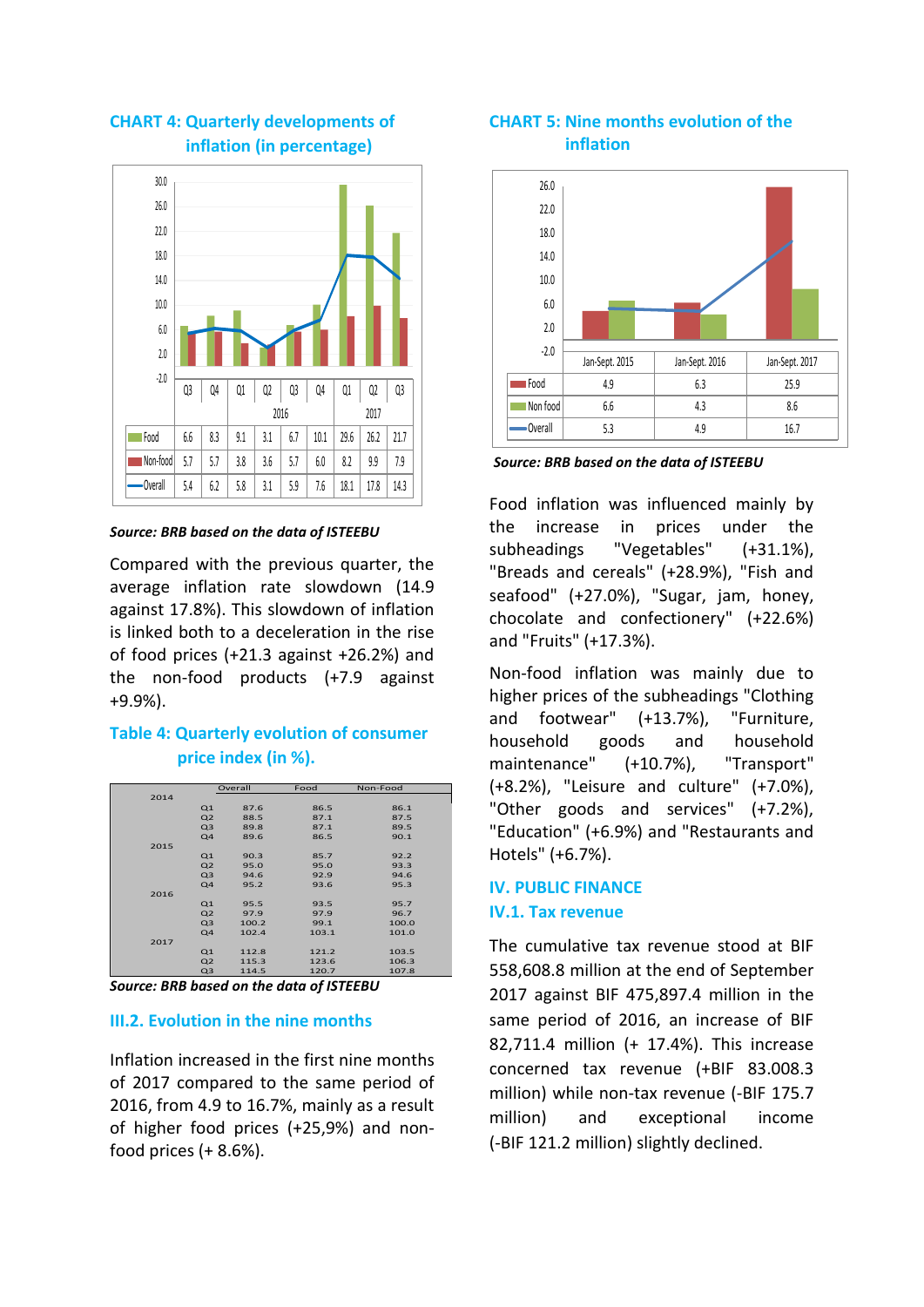## CHART 4: Quarterly developments of inflation (in percentage)

| | Q3 | Q4 | Q1 | Q2 | Q3 | Q4 | Q1 | Q2 | Q3 |
|---|---|---|---|---|---|---|---|---|---|
| | | | 2016 | | | | 2017 | | |
| Food | 6.6 | 8.3 | 9.1 | 3.1 | 6.7 | 10.1 | 29.6 | 26.2 | 21.7 |
| Non-food | 5.7 | 5.7 | 3.8 | 3.6 | 5.7 | 6.0 | 8.2 | 9.9 | 7.9 |
| Overall | 5.4 | 6.2 | 5.8 | 3.1 | 5.9 | 7.6 | 18.1 | 17.8 | 14.3 |

***Source: BRB based on the data of ISTEEBU***

Compared with the previous quarter, the average inflation rate slowdown (14.9 against 17.8%). This slowdown of inflation is linked both to a deceleration in the rise of food prices (+21.3 against +26.2%) and the non-food products (+7.9 against +9.9%).

## Table 4: Quarterly evolution of consumer price index (in %).

| | | Overall | Food | Non-Food |
|---|---|---|---|---|
| 2014 | | | | |
| | Q1 | 87.6 | 86.5 | 86.1 |
| | Q2 | 88.5 | 87.1 | 87.5 |
| | Q3 | 89.8 | 87.1 | 89.5 |
| | Q4 | 89.6 | 86.5 | 90.1 |
| 2015 | | | | |
| | Q1 | 90.3 | 85.7 | 92.2 |
| | Q2 | 95.0 | 95.0 | 93.3 |
| | Q3 | 94.6 | 92.9 | 94.6 |
| | Q4 | 95.2 | 93.6 | 95.3 |
| 2016 | | | | |
| | Q1 | 95.5 | 93.5 | 95.7 |
| | Q2 | 97.9 | 97.9 | 96.7 |
| | Q3 | 100.2 | 99.1 | 100.0 |
| | Q4 | 102.4 | 103.1 | 101.0 |
| 2017 | | | | |
| | Q1 | 112.8 | 121.2 | 103.5 |
| | Q2 | 115.3 | 123.6 | 106.3 |
| | Q3 | 114.5 | 120.7 | 107.8 |

***Source: BRB based on the data of ISTEEBU***

### III.2. Evolution in the nine months

Inflation increased in the first nine months of 2017 compared to the same period of 2016, from 4.9 to 16.7%, mainly as a result of higher food prices (+25,9%) and non-food prices (+ 8.6%).

## CHART 5: Nine months evolution of the inflation

| | Jan-Sept. 2015 | Jan-Sept. 2016 | Jan-Sept. 2017 |
|---|---|---|---|
| Food | 4.9 | 6.3 | 25.9 |
| Non food | 6.6 | 4.3 | 8.6 |
| Overall | 5.3 | 4.9 | 16.7 |

***Source: BRB based on the data of ISTEEBU***

Food inflation was influenced mainly by the increase in prices under the subheadings "Vegetables" (+31.1%), "Breads and cereals" (+28.9%), "Fish and seafood" (+27.0%), "Sugar, jam, honey, chocolate and confectionery" (+22.6%) and "Fruits" (+17.3%).

Non-food inflation was mainly due to higher prices of the subheadings "Clothing and footwear" (+13.7%), "Furniture, household goods and household maintenance" (+10.7%), "Transport" (+8.2%), "Leisure and culture" (+7.0%), "Other goods and services" (+7.2%), "Education" (+6.9%) and "Restaurants and Hotels" (+6.7%).

## IV. PUBLIC FINANCE

### IV.1. Tax revenue

The cumulative tax revenue stood at BIF 558,608.8 million at the end of September 2017 against BIF 475,897.4 million in the same period of 2016, an increase of BIF 82,711.4 million (+ 17.4%). This increase concerned tax revenue (+BIF 83.008.3 million) while non-tax revenue (-BIF 175.7 million) and exceptional income (-BIF 121.2 million) slightly declined.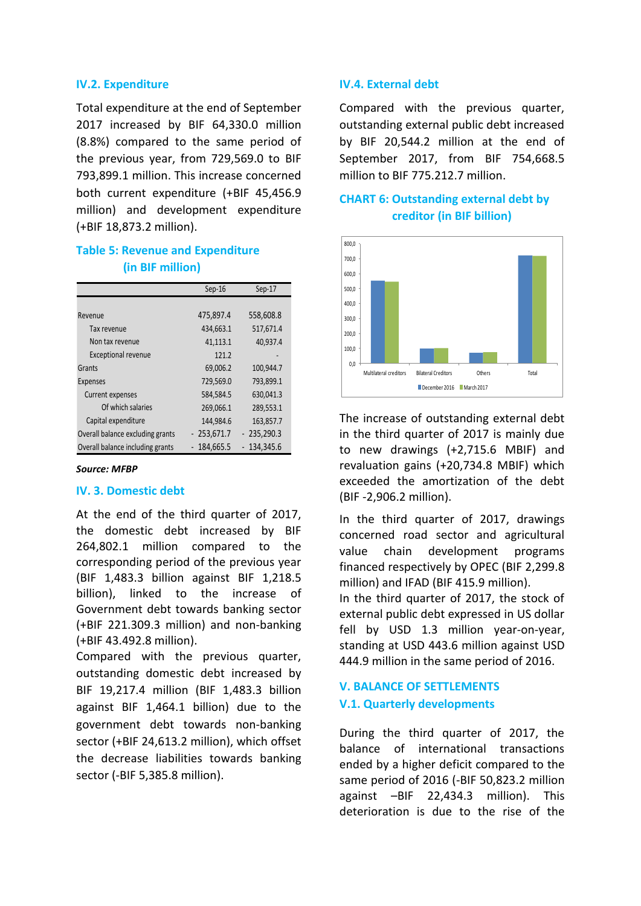### IV.2. Expenditure

Total expenditure at the end of September 2017 increased by BIF 64,330.0 million (8.8%) compared to the same period of the previous year, from 729,569.0 to BIF 793,899.1 million. This increase concerned both current expenditure (+BIF 45,456.9 million) and development expenditure (+BIF 18,873.2 million).

**Table 5: Revenue and Expenditure (in BIF million)**

| | Sep-16 | Sep-17 |
|---|---|---|
| Revenue | 475,897.4 | 558,608.8 |
| Tax revenue | 434,663.1 | 517,671.4 |
| Non tax revenue | 41,113.1 | 40,937.4 |
| Exceptional revenue | 121.2 | - |
| Grants | 69,006.2 | 100,944.7 |
| Expenses | 729,569.0 | 793,899.1 |
| Current expenses | 584,584.5 | 630,041.3 |
| Of which salaries | 269,066.1 | 289,553.1 |
| Capital expenditure | 144,984.6 | 163,857.7 |
| Overall balance excluding grants | - 253,671.7 | - 235,290.3 |
| Overall balance including grants | - 184,665.5 | - 134,345.6 |

***Source: MFBP***

### IV. 3. Domestic debt

At the end of the third quarter of 2017, the domestic debt increased by BIF 264,802.1 million compared to the corresponding period of the previous year (BIF 1,483.3 billion against BIF 1,218.5 billion), linked to the increase of Government debt towards banking sector (+BIF 221.309.3 million) and non-banking (+BIF 43.492.8 million).

Compared with the previous quarter, outstanding domestic debt increased by BIF 19,217.4 million (BIF 1,483.3 billion against BIF 1,464.1 billion) due to the government debt towards non-banking sector (+BIF 24,613.2 million), which offset the decrease liabilities towards banking sector (-BIF 5,385.8 million).

### IV.4. External debt

Compared with the previous quarter, outstanding external public debt increased by BIF 20,544.2 million at the end of September 2017, from BIF 754,668.5 million to BIF 775.212.7 million.

**CHART 6: Outstanding external debt by creditor (in BIF billion)**

The increase of outstanding external debt in the third quarter of 2017 is mainly due to new drawings (+2,715.6 MBIF) and revaluation gains (+20,734.8 MBIF) which exceeded the amortization of the debt (BIF -2,906.2 million).

In the third quarter of 2017, drawings concerned road sector and agricultural value chain development programs financed respectively by OPEC (BIF 2,299.8 million) and IFAD (BIF 415.9 million).

In the third quarter of 2017, the stock of external public debt expressed in US dollar fell by USD 1.3 million year-on-year, standing at USD 443.6 million against USD 444.9 million in the same period of 2016.

## V. BALANCE OF SETTLEMENTS

### V.1. Quarterly developments

During the third quarter of 2017, the balance of international transactions ended by a higher deficit compared to the same period of 2016 (-BIF 50,823.2 million against –BIF 22,434.3 million). This deterioration is due to the rise of the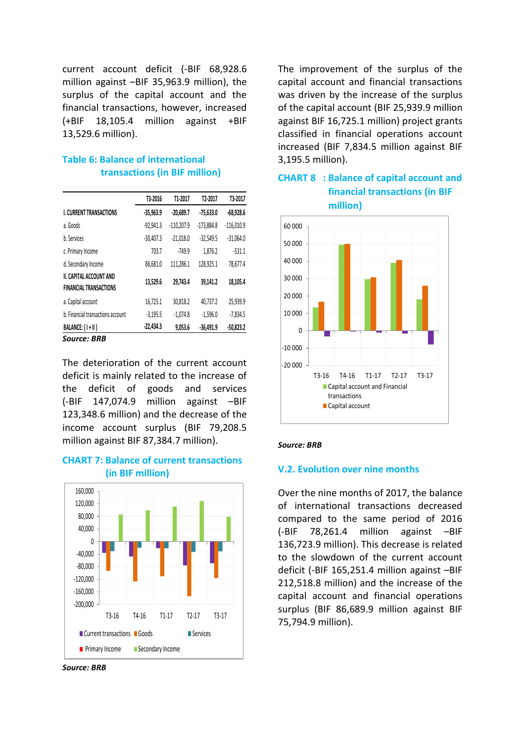current account deficit (-BIF 68,928.6 million against –BIF 35,963.9 million), the surplus of the capital account and the financial transactions, however, increased (+BIF 18,105.4 million against +BIF 13,529.6 million).

### Table 6: Balance of international transactions (in BIF million)

| | T3-2016 | T1-2017 | T2-2017 | T3-2017 |
|---|---|---|---|---|
| I. CURRENT TRANSACTIONS | -35,963.9 | -20,689.7 | -75,633.0 | -68,928.6 |
| a. Goods | -92,941.3 | -110,207.9 | -173,884.8 | -116,010.9 |
| b. Services | -30,407.3 | -21,018.0 | -32,549.5 | -31,064.0 |
| c. Primary Income | 703.7 | -749.9 | 1,876.2 | -531.1 |
| d. Secondary Income | 86,681.0 | 111,286.1 | 128,925.1 | 78,677.4 |
| II. CAPITAL ACCOUNT AND FINANCIAL TRANSACTIONS | 13,529.6 | 29,743.4 | 39,141.2 | 18,105.4 |
| a. Capital account | 16,725.1 | 30,818.2 | 40,737.2 | 25,939.9 |
| b. Financial transactions account | -3,195.5 | -1,074.8 | -1,596.0 | -7,834.5 |
| BALANCE: ( I + II ) | -22,434.3 | 9,053.6 | -36,491.9 | -50,823.2 |

***Source: BRB***

The deterioration of the current account deficit is mainly related to the increase of the deficit of goods and services (-BIF 147,074.9 million against –BIF 123,348.6 million) and the decrease of the income account surplus (BIF 79,208.5 million against BIF 87,384.7 million).

### CHART 7: Balance of current transactions (in BIF million)

***Source: BRB***

The improvement of the surplus of the capital account and financial transactions was driven by the increase of the surplus of the capital account (BIF 25,939.9 million against BIF 16,725.1 million) project grants classified in financial operations account increased (BIF 7,834.5 million against BIF 3,195.5 million).

### CHART 8 : Balance of capital account and financial transactions (in BIF million)

***Source: BRB***

## V.2. Evolution over nine months

Over the nine months of 2017, the balance of international transactions decreased compared to the same period of 2016 (-BIF 78,261.4 million against –BIF 136,723.9 million). This decrease is related to the slowdown of the current account deficit (-BIF 165,251.4 million against –BIF 212,518.8 million) and the increase of the capital account and financial operations surplus (BIF 86,689.9 million against BIF 75,794.9 million).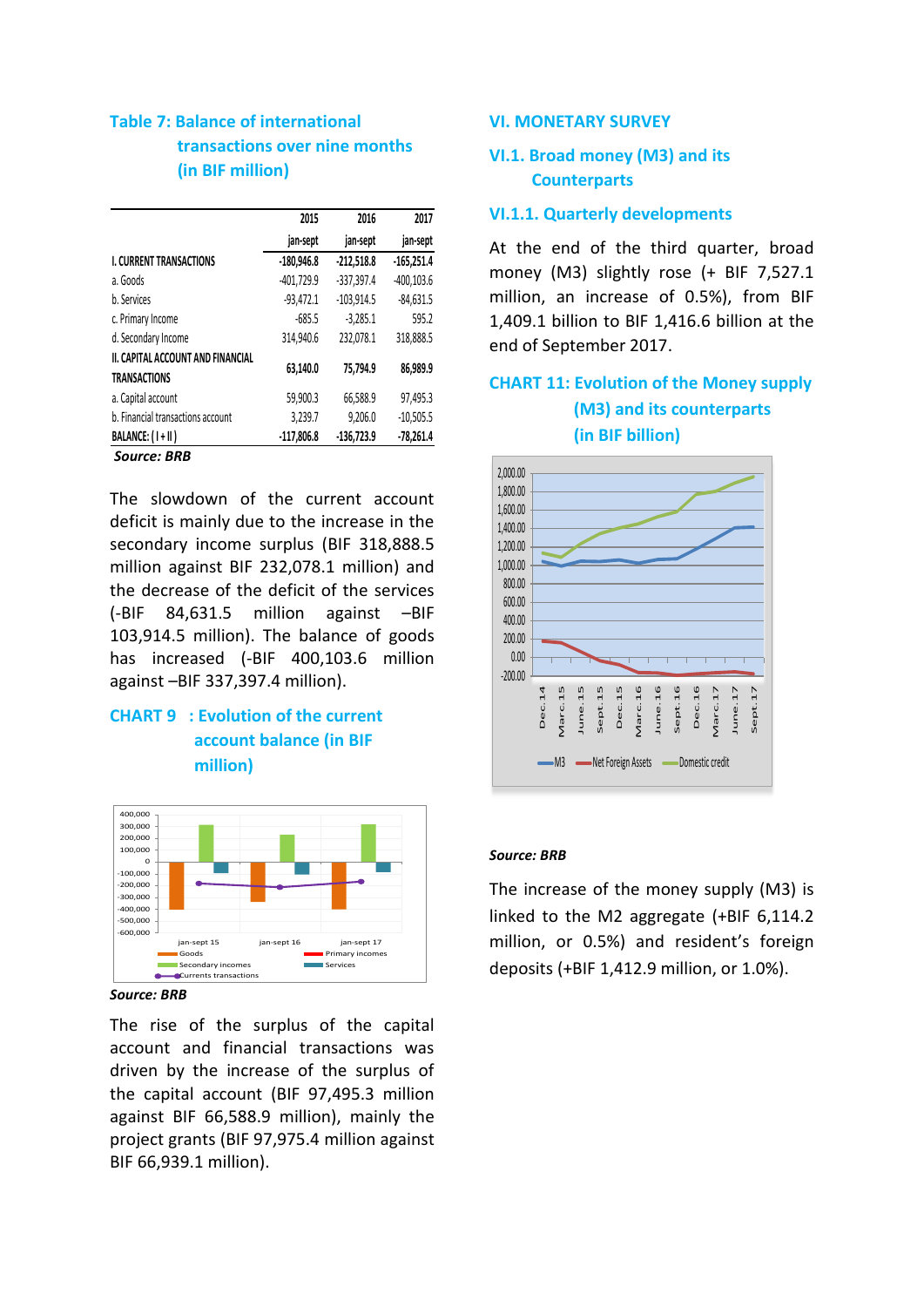## Table 7: Balance of international transactions over nine months (in BIF million)

| | 2015 jan-sept | 2016 jan-sept | 2017 jan-sept |
|---|---|---|---|
| I. CURRENT TRANSACTIONS | -180,946.8 | -212,518.8 | -165,251.4 |
| a. Goods | -401,729.9 | -337,397.4 | -400,103.6 |
| b. Services | -93,472.1 | -103,914.5 | -84,631.5 |
| c. Primary Income | -685.5 | -3,285.1 | 595.2 |
| d. Secondary Income | 314,940.6 | 232,078.1 | 318,888.5 |
| II. CAPITAL ACCOUNT AND FINANCIAL TRANSACTIONS | 63,140.0 | 75,794.9 | 86,989.9 |
| a. Capital account | 59,900.3 | 66,588.9 | 97,495.3 |
| b. Financial transactions account | 3,239.7 | 9,206.0 | -10,505.5 |
| BALANCE: ( I + II ) | -117,806.8 | -136,723.9 | -78,261.4 |

***Source: BRB***

The slowdown of the current account deficit is mainly due to the increase in the secondary income surplus (BIF 318,888.5 million against BIF 232,078.1 million) and the decrease of the deficit of the services (-BIF 84,631.5 million against –BIF 103,914.5 million). The balance of goods has increased (-BIF 400,103.6 million against –BIF 337,397.4 million).

## CHART 9 : Evolution of the current account balance (in BIF million)

***Source: BRB***

The rise of the surplus of the capital account and financial transactions was driven by the increase of the surplus of the capital account (BIF 97,495.3 million against BIF 66,588.9 million), mainly the project grants (BIF 97,975.4 million against BIF 66,939.1 million).

# VI. MONETARY SURVEY

## VI.1. Broad money (M3) and its Counterparts

### VI.1.1. Quarterly developments

At the end of the third quarter, broad money (M3) slightly rose (+ BIF 7,527.1 million, an increase of 0.5%), from BIF 1,409.1 billion to BIF 1,416.6 billion at the end of September 2017.

## CHART 11: Evolution of the Money supply (M3) and its counterparts (in BIF billion)

***Source: BRB***

The increase of the money supply (M3) is linked to the M2 aggregate (+BIF 6,114.2 million, or 0.5%) and resident's foreign deposits (+BIF 1,412.9 million, or 1.0%).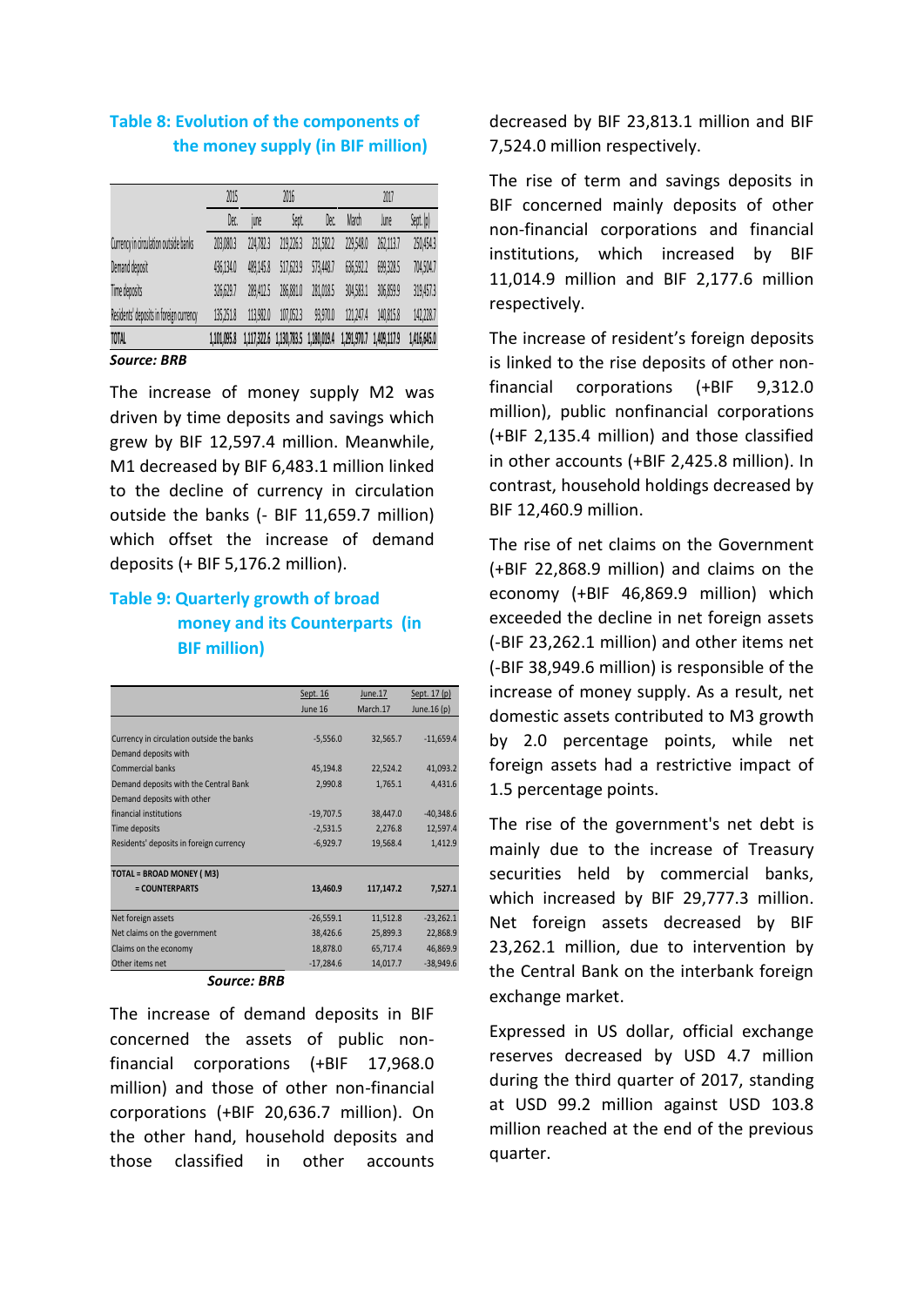**Table 8: Evolution of the components of the money supply (in BIF million)**

| | 2015 | 2016 | | | 2017 | | |
|---|---|---|---|---|---|---|---|
| | Dec. | june | Sept. | Dec. | March | June | Sept. (p) |
| Currency in circulation outside banks | 203,080.3 | 224,782.3 | 219,226.3 | 231,562.2 | 229,548.0 | 262,113.7 | 250,454.3 |
| Demand deposit | 436,134.0 | 489,145.8 | 517,623.9 | 573,448.7 | 636,591.2 | 699,328.5 | 704,504.7 |
| Time deposits | 326,629.7 | 289,412.5 | 286,881.0 | 281,018.5 | 304,583.1 | 306,859.9 | 319,457.3 |
| Residents' deposits in foreign currency | 135,251.8 | 113,982.0 | 107,052.3 | 93,970.0 | 121,247.4 | 140,815.8 | 142,228.7 |
| TOTAL | 1,101,095.8 | 1,117,322.6 | 1,130,783.5 | 1,180,019.4 | 1,291,970.7 | 1,409,117.9 | 1,416,645.0 |

***Source: BRB***

The increase of money supply M2 was driven by time deposits and savings which grew by BIF 12,597.4 million. Meanwhile, M1 decreased by BIF 6,483.1 million linked to the decline of currency in circulation outside the banks (- BIF 11,659.7 million) which offset the increase of demand deposits (+ BIF 5,176.2 million).

**Table 9: Quarterly growth of broad money and its Counterparts (in BIF million)**

| | Sept. 16 / June 16 | June.17 / March.17 | Sept. 17 (p) / June.16 (p) |
|---|---|---|---|
| Currency in circulation outside the banks | -5,556.0 | 32,565.7 | -11,659.4 |
| Demand deposits with | | | |
| Commercial banks | 45,194.8 | 22,524.2 | 41,093.2 |
| Demand deposits with the Central Bank | 2,990.8 | 1,765.1 | 4,431.6 |
| Demand deposits with other financial institutions | -19,707.5 | 38,447.0 | -40,348.6 |
| Time deposits | -2,531.5 | 2,276.8 | 12,597.4 |
| Residents' deposits in foreign currency | -6,929.7 | 19,568.4 | 1,412.9 |
| **TOTAL = BROAD MONEY ( M3) = COUNTERPARTS** | **13,460.9** | **117,147.2** | **7,527.1** |
| Net foreign assets | -26,559.1 | 11,512.8 | -23,262.1 |
| Net claims on the government | 38,426.6 | 25,899.3 | 22,868.9 |
| Claims on the economy | 18,878.0 | 65,717.4 | 46,869.9 |
| Other items net | -17,284.6 | 14,017.7 | -38,949.6 |

***Source: BRB***

The increase of demand deposits in BIF concerned the assets of public non-financial corporations (+BIF 17,968.0 million) and those of other non-financial corporations (+BIF 20,636.7 million). On the other hand, household deposits and those classified in other accounts decreased by BIF 23,813.1 million and BIF 7,524.0 million respectively.

The rise of term and savings deposits in BIF concerned mainly deposits of other non-financial corporations and financial institutions, which increased by BIF 11,014.9 million and BIF 2,177.6 million respectively.

The increase of resident's foreign deposits is linked to the rise deposits of other non-financial corporations (+BIF 9,312.0 million), public nonfinancial corporations (+BIF 2,135.4 million) and those classified in other accounts (+BIF 2,425.8 million). In contrast, household holdings decreased by BIF 12,460.9 million.

The rise of net claims on the Government (+BIF 22,868.9 million) and claims on the economy (+BIF 46,869.9 million) which exceeded the decline in net foreign assets (-BIF 23,262.1 million) and other items net (-BIF 38,949.6 million) is responsible of the increase of money supply. As a result, net domestic assets contributed to M3 growth by 2.0 percentage points, while net foreign assets had a restrictive impact of 1.5 percentage points.

The rise of the government's net debt is mainly due to the increase of Treasury securities held by commercial banks, which increased by BIF 29,777.3 million. Net foreign assets decreased by BIF 23,262.1 million, due to intervention by the Central Bank on the interbank foreign exchange market.

Expressed in US dollar, official exchange reserves decreased by USD 4.7 million during the third quarter of 2017, standing at USD 99.2 million against USD 103.8 million reached at the end of the previous quarter.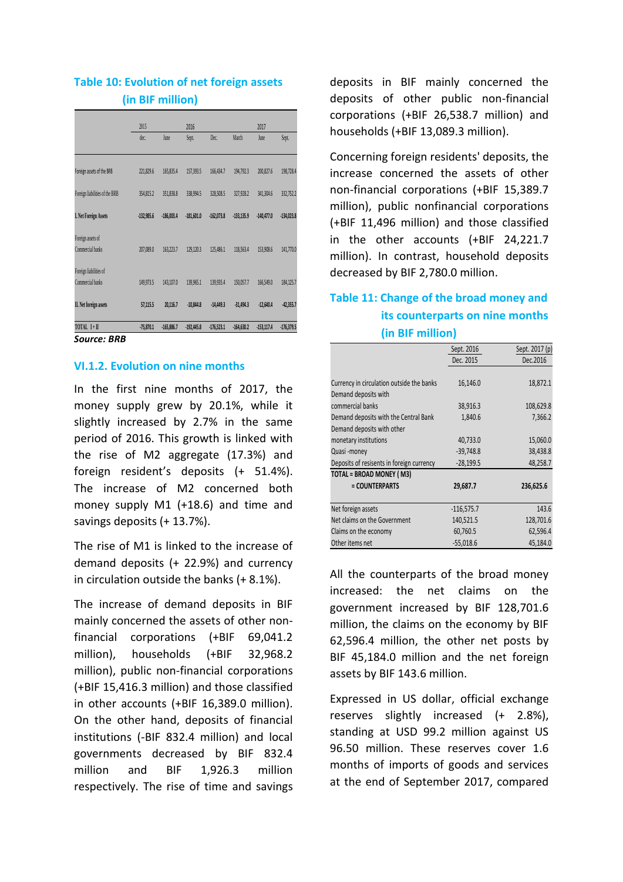**Table 10: Evolution of net foreign assets (in BIF million)**

| | 2015 | 2016 | | | 2017 | | |
|---|---|---|---|---|---|---|---|
| | dec. | June | Sept. | Dec. | March | June | Sept. |
| Foreign assets of the BRB | 221,829.6 | 165,835.4 | 157,393.5 | 166,434.7 | 194,792.3 | 200,827.6 | 198,728.4 |
| Foreign liabilities of the BRB | 354,815.2 | 351,838.8 | 338,994.5 | 328,508.5 | 327,928.2 | 341,304.6 | 332,752.2 |
| **I. Net Foreign Assets** | **-132,985.6** | **-186,003.4** | **-181,601.0** | **-162,073.8** | **-133,135.9** | **-140,477.0** | **-134,023.8** |
| Foreign assets of Commercial banks | 207,089.0 | 163,223.7 | 129,120.3 | 125,486.1 | 118,563.4 | 153,908.6 | 141,770.0 |
| Foreign liabilities of Commercial banks | 149,973.5 | 143,107.0 | 139,965.1 | 139,935.4 | 150,057.7 | 166,549.0 | 184,125.7 |
| **II. Net foreign assets** | **57,115.5** | **20,116.7** | **-10,844.8** | **-14,449.3** | **-31,494.3** | **-12,640.4** | **-42,355.7** |
| TOTAL I+II | -75,870.1 | -165,886.7 | -192,445.8 | -176,523.1 | -164,630.2 | -153,117.4 | -176,379.5 |

***Source: BRB***

### VI.1.2. Evolution on nine months

In the first nine months of 2017, the money supply grew by 20.1%, while it slightly increased by 2.7% in the same period of 2016. This growth is linked with the rise of M2 aggregate (17.3%) and foreign resident's deposits (+ 51.4%). The increase of M2 concerned both money supply M1 (+18.6) and time and savings deposits (+ 13.7%).

The rise of M1 is linked to the increase of demand deposits (+ 22.9%) and currency in circulation outside the banks (+ 8.1%).

The increase of demand deposits in BIF mainly concerned the assets of other non-financial corporations (+BIF 69,041.2 million), households (+BIF 32,968.2 million), public non-financial corporations (+BIF 15,416.3 million) and those classified in other accounts (+BIF 16,389.0 million). On the other hand, deposits of financial institutions (-BIF 832.4 million) and local governments decreased by BIF 832.4 million and BIF 1,926.3 million respectively. The rise of time and savings deposits in BIF mainly concerned the deposits of other public non-financial corporations (+BIF 26,538.7 million) and households (+BIF 13,089.3 million).

Concerning foreign residents' deposits, the increase concerned the assets of other non-financial corporations (+BIF 15,389.7 million), public nonfinancial corporations (+BIF 11,496 million) and those classified in the other accounts (+BIF 24,221.7 million). In contrast, household deposits decreased by BIF 2,780.0 million.

**Table 11: Change of the broad money and its counterparts on nine months (in BIF million)**

| | Sept. 2016 / Dec. 2015 | Sept. 2017 (p) / Dec.2016 |
|---|---|---|
| Currency in circulation outside the banks | 16,146.0 | 18,872.1 |
| Demand deposits with commercial banks | 38,916.3 | 108,629.8 |
| Demand deposits with the Central Bank | 1,840.6 | 7,366.2 |
| Demand deposits with other monetary institutions | 40,733.0 | 15,060.0 |
| Quasi -money | -39,748.8 | 38,438.8 |
| Deposits of resisents in foreign currency | -28,199.5 | 48,258.7 |
| **TOTAL = BROAD MONEY ( M3) = COUNTERPARTS** | **29,687.7** | **236,625.6** |
| Net foreign assets | -116,575.7 | 143.6 |
| Net claims on the Government | 140,521.5 | 128,701.6 |
| Claims on the economy | 60,760.5 | 62,596.4 |
| Other items net | -55,018.6 | 45,184.0 |

All the counterparts of the broad money increased: the net claims on the government increased by BIF 128,701.6 million, the claims on the economy by BIF 62,596.4 million, the other net posts by BIF 45,184.0 million and the net foreign assets by BIF 143.6 million.

Expressed in US dollar, official exchange reserves slightly increased (+ 2.8%), standing at USD 99.2 million against US 96.50 million. These reserves cover 1.6 months of imports of goods and services at the end of September 2017, compared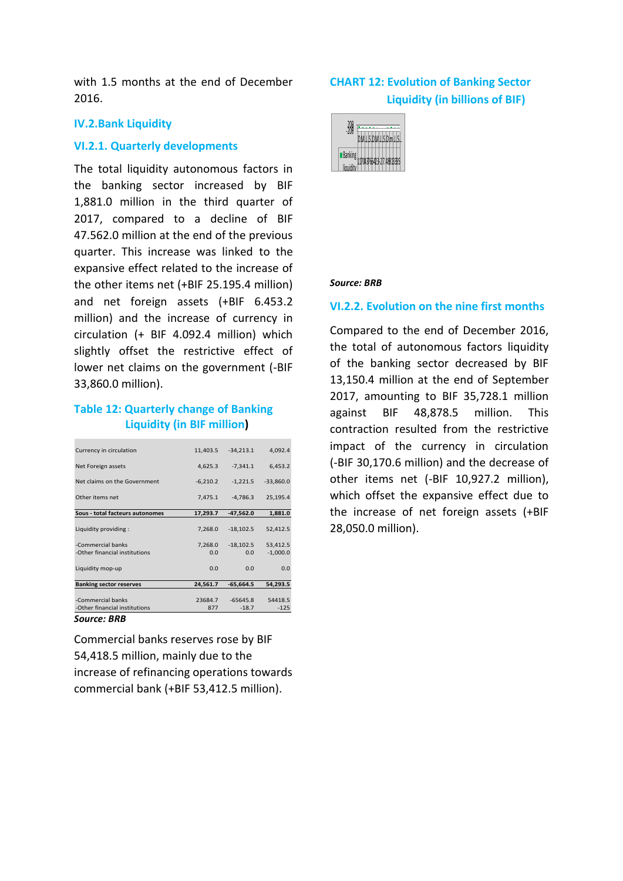with 1.5 months at the end of December 2016.

## IV.2.Bank Liquidity

### VI.2.1. Quarterly developments

The total liquidity autonomous factors in the banking sector increased by BIF 1,881.0 million in the third quarter of 2017, compared to a decline of BIF 47.562.0 million at the end of the previous quarter. This increase was linked to the expansive effect related to the increase of the other items net (+BIF 25.195.4 million) and net foreign assets (+BIF 6.453.2 million) and the increase of currency in circulation (+ BIF 4.092.4 million) which slightly offset the restrictive effect of lower net claims on the government (-BIF 33,860.0 million).

**Table 12: Quarterly change of Banking Liquidity (in BIF million)**

| | | | |
|---|---|---|---|
| Currency in circulation | 11,403.5 | -34,213.1 | 4,092.4 |
| Net Foreign assets | 4,625.3 | -7,341.1 | 6,453.2 |
| Net claims on the Government | -6,210.2 | -1,221.5 | -33,860.0 |
| Other items net | 7,475.1 | -4,786.3 | 25,195.4 |
| **Sous - total facteurs autonomes** | **17,293.7** | **-47,562.0** | **1,881.0** |
| Liquidity providing : | 7,268.0 | -18,102.5 | 52,412.5 |
| -Commercial banks | 7,268.0 | -18,102.5 | 53,412.5 |
| -Other financial institutions | 0.0 | 0.0 | -1,000.0 |
| Liquidity mop-up | 0.0 | 0.0 | 0.0 |
| **Banking sector reserves** | **24,561.7** | **-65,664.5** | **54,293.5** |
| -Commercial banks | 23684.7 | -65645.8 | 54418.5 |
| -Other financial institutions | 877 | -18.7 | -125 |

***Source: BRB***

Commercial banks reserves rose by BIF 54,418.5 million, mainly due to the increase of refinancing operations towards commercial bank (+BIF 53,412.5 million).

**CHART 12: Evolution of Banking Sector Liquidity (in billions of BIF)**

***Source: BRB***

### VI.2.2. Evolution on the nine first months

Compared to the end of December 2016, the total of autonomous factors liquidity of the banking sector decreased by BIF 13,150.4 million at the end of September 2017, amounting to BIF 35,728.1 million against BIF 48,878.5 million. This contraction resulted from the restrictive impact of the currency in circulation (-BIF 30,170.6 million) and the decrease of other items net (-BIF 10,927.2 million), which offset the expansive effect due to the increase of net foreign assets (+BIF 28,050.0 million).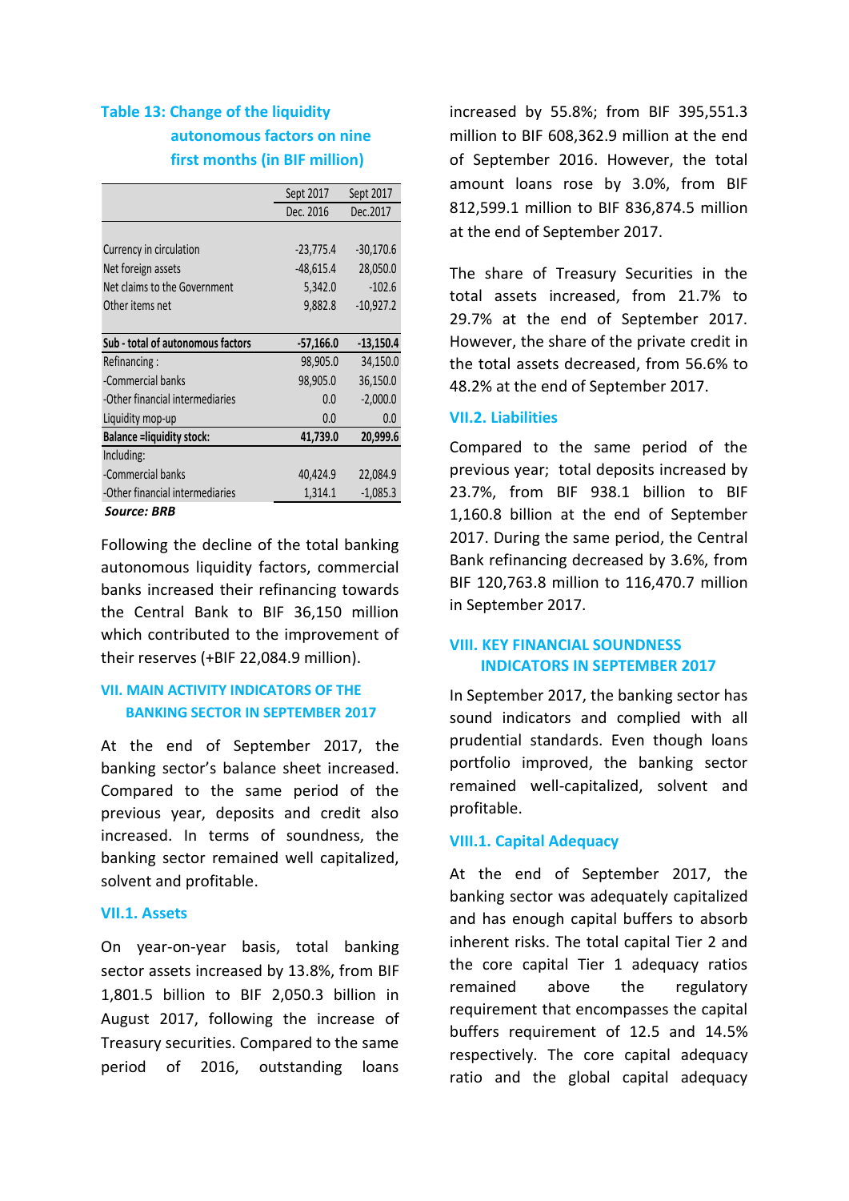**Table 13: Change of the liquidity autonomous factors on nine first months (in BIF million)**

| | Sept 2017 | Sept 2017 |
|---|---|---|
| | Dec. 2016 | Dec.2017 |
| Currency in circulation | -23,775.4 | -30,170.6 |
| Net foreign assets | -48,615.4 | 28,050.0 |
| Net claims to the Government | 5,342.0 | -102.6 |
| Other items net | 9,882.8 | -10,927.2 |
| **Sub - total of autonomous factors** | **-57,166.0** | **-13,150.4** |
| Refinancing : | 98,905.0 | 34,150.0 |
| -Commercial banks | 98,905.0 | 36,150.0 |
| -Other financial intermediaries | 0.0 | -2,000.0 |
| Liquidity mop-up | 0.0 | 0.0 |
| **Balance =liquidity stock:** | **41,739.0** | **20,999.6** |
| Including: | | |
| -Commercial banks | 40,424.9 | 22,084.9 |
| -Other financial intermediaries | 1,314.1 | -1,085.3 |

***Source: BRB***

Following the decline of the total banking autonomous liquidity factors, commercial banks increased their refinancing towards the Central Bank to BIF 36,150 million which contributed to the improvement of their reserves (+BIF 22,084.9 million).

## VII. MAIN ACTIVITY INDICATORS OF THE BANKING SECTOR IN SEPTEMBER 2017

At the end of September 2017, the banking sector's balance sheet increased. Compared to the same period of the previous year, deposits and credit also increased. In terms of soundness, the banking sector remained well capitalized, solvent and profitable.

### VII.1. Assets

On year-on-year basis, total banking sector assets increased by 13.8%, from BIF 1,801.5 billion to BIF 2,050.3 billion in August 2017, following the increase of Treasury securities. Compared to the same period of 2016, outstanding loans increased by 55.8%; from BIF 395,551.3 million to BIF 608,362.9 million at the end of September 2016. However, the total amount loans rose by 3.0%, from BIF 812,599.1 million to BIF 836,874.5 million at the end of September 2017.

The share of Treasury Securities in the total assets increased, from 21.7% to 29.7% at the end of September 2017. However, the share of the private credit in the total assets decreased, from 56.6% to 48.2% at the end of September 2017.

### VII.2. Liabilities

Compared to the same period of the previous year; total deposits increased by 23.7%, from BIF 938.1 billion to BIF 1,160.8 billion at the end of September 2017. During the same period, the Central Bank refinancing decreased by 3.6%, from BIF 120,763.8 million to 116,470.7 million in September 2017.

## VIII. KEY FINANCIAL SOUNDNESS INDICATORS IN SEPTEMBER 2017

In September 2017, the banking sector has sound indicators and complied with all prudential standards. Even though loans portfolio improved, the banking sector remained well-capitalized, solvent and profitable.

### VIII.1. Capital Adequacy

At the end of September 2017, the banking sector was adequately capitalized and has enough capital buffers to absorb inherent risks. The total capital Tier 2 and the core capital Tier 1 adequacy ratios remained above the regulatory requirement that encompasses the capital buffers requirement of 12.5 and 14.5% respectively. The core capital adequacy ratio and the global capital adequacy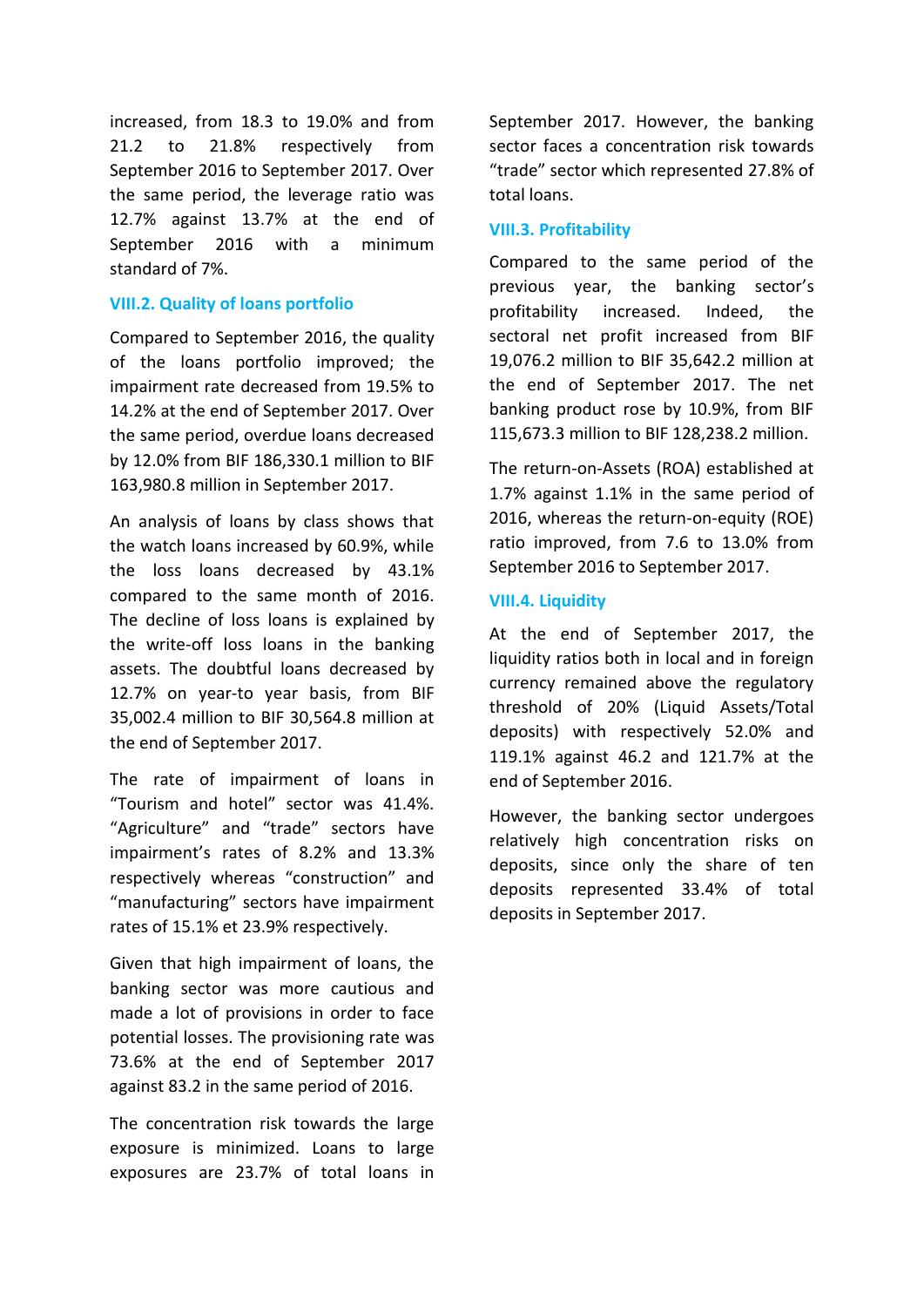increased, from 18.3 to 19.0% and from 21.2 to 21.8% respectively from September 2016 to September 2017. Over the same period, the leverage ratio was 12.7% against 13.7% at the end of September 2016 with a minimum standard of 7%.

### VIII.2. Quality of loans portfolio

Compared to September 2016, the quality of the loans portfolio improved; the impairment rate decreased from 19.5% to 14.2% at the end of September 2017. Over the same period, overdue loans decreased by 12.0% from BIF 186,330.1 million to BIF 163,980.8 million in September 2017.

An analysis of loans by class shows that the watch loans increased by 60.9%, while the loss loans decreased by 43.1% compared to the same month of 2016. The decline of loss loans is explained by the write-off loss loans in the banking assets. The doubtful loans decreased by 12.7% on year-to year basis, from BIF 35,002.4 million to BIF 30,564.8 million at the end of September 2017.

The rate of impairment of loans in "Tourism and hotel" sector was 41.4%. "Agriculture" and "trade" sectors have impairment's rates of 8.2% and 13.3% respectively whereas "construction" and "manufacturing" sectors have impairment rates of 15.1% et 23.9% respectively.

Given that high impairment of loans, the banking sector was more cautious and made a lot of provisions in order to face potential losses. The provisioning rate was 73.6% at the end of September 2017 against 83.2 in the same period of 2016.

The concentration risk towards the large exposure is minimized. Loans to large exposures are 23.7% of total loans in September 2017. However, the banking sector faces a concentration risk towards "trade" sector which represented 27.8% of total loans.

### VIII.3. Profitability

Compared to the same period of the previous year, the banking sector's profitability increased. Indeed, the sectoral net profit increased from BIF 19,076.2 million to BIF 35,642.2 million at the end of September 2017. The net banking product rose by 10.9%, from BIF 115,673.3 million to BIF 128,238.2 million.

The return-on-Assets (ROA) established at 1.7% against 1.1% in the same period of 2016, whereas the return-on-equity (ROE) ratio improved, from 7.6 to 13.0% from September 2016 to September 2017.

### VIII.4. Liquidity

At the end of September 2017, the liquidity ratios both in local and in foreign currency remained above the regulatory threshold of 20% (Liquid Assets/Total deposits) with respectively 52.0% and 119.1% against 46.2 and 121.7% at the end of September 2016.

However, the banking sector undergoes relatively high concentration risks on deposits, since only the share of ten deposits represented 33.4% of total deposits in September 2017.